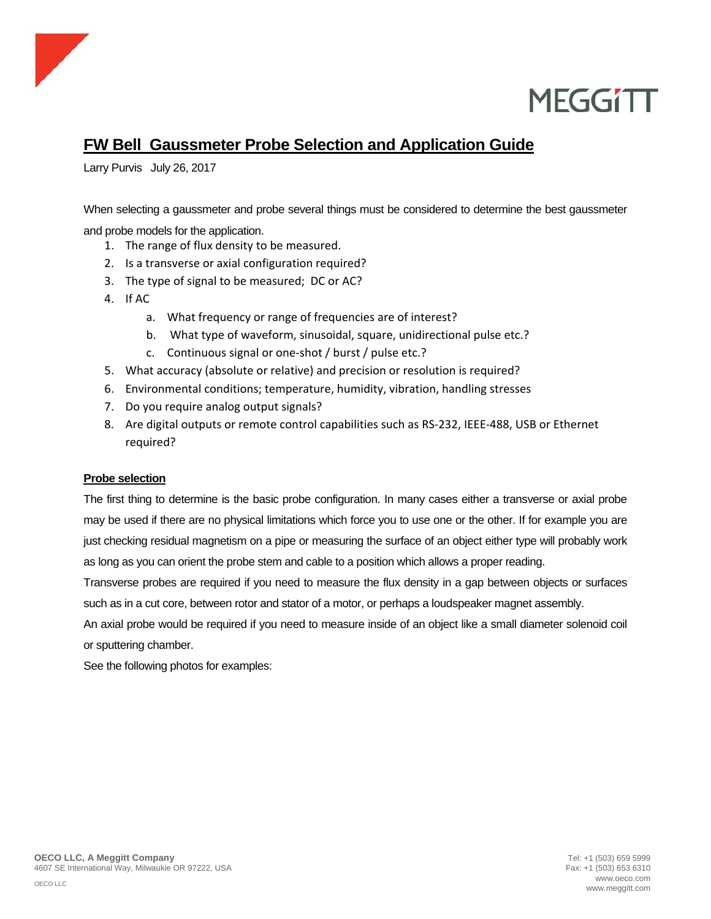# FW Bell Gaussmeter Probe Selection and Application Guide

Larry Purvis July 26, 2017

When selecting a gaussmeter and probe several things must be considered to determine the best gaussmeter and probe models for the application.

1. The range of flux density to be measured.
2. Is a transverse or axial configuration required?
3. The type of signal to be measured; DC or AC?
4. If AC
   a. What frequency or range of frequencies are of interest?
   b. What type of waveform, sinusoidal, square, unidirectional pulse etc.?
   c. Continuous signal or one-shot / burst / pulse etc.?
5. What accuracy (absolute or relative) and precision or resolution is required?
6. Environmental conditions; temperature, humidity, vibration, handling stresses
7. Do you require analog output signals?
8. Are digital outputs or remote control capabilities such as RS-232, IEEE-488, USB or Ethernet required?

## Probe selection

The first thing to determine is the basic probe configuration. In many cases either a transverse or axial probe may be used if there are no physical limitations which force you to use one or the other. If for example you are just checking residual magnetism on a pipe or measuring the surface of an object either type will probably work as long as you can orient the probe stem and cable to a position which allows a proper reading.

Transverse probes are required if you need to measure the flux density in a gap between objects or surfaces such as in a cut core, between rotor and stator of a motor, or perhaps a loudspeaker magnet assembly.

An axial probe would be required if you need to measure inside of an object like a small diameter solenoid coil or sputtering chamber.

See the following photos for examples: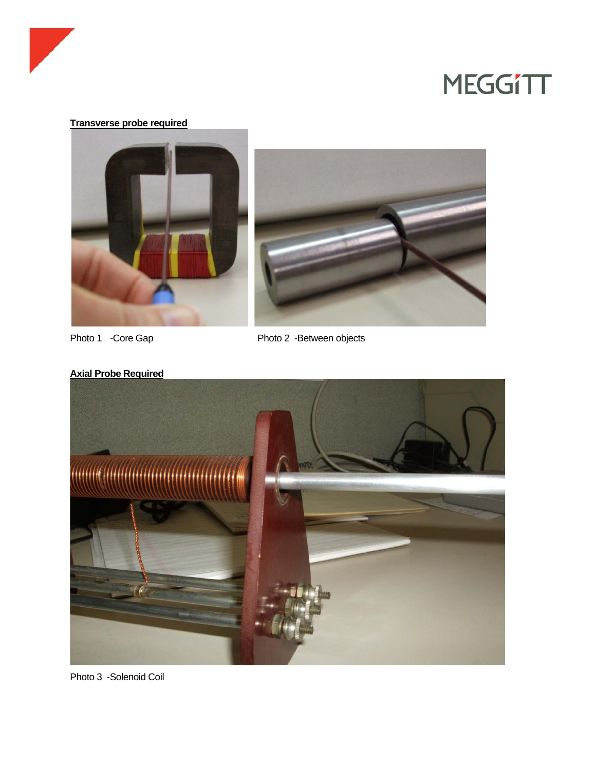**Transverse probe required**

Photo 1 -Core Gap

Photo 2 -Between objects

**Axial Probe Required**

Photo 3 -Solenoid Coil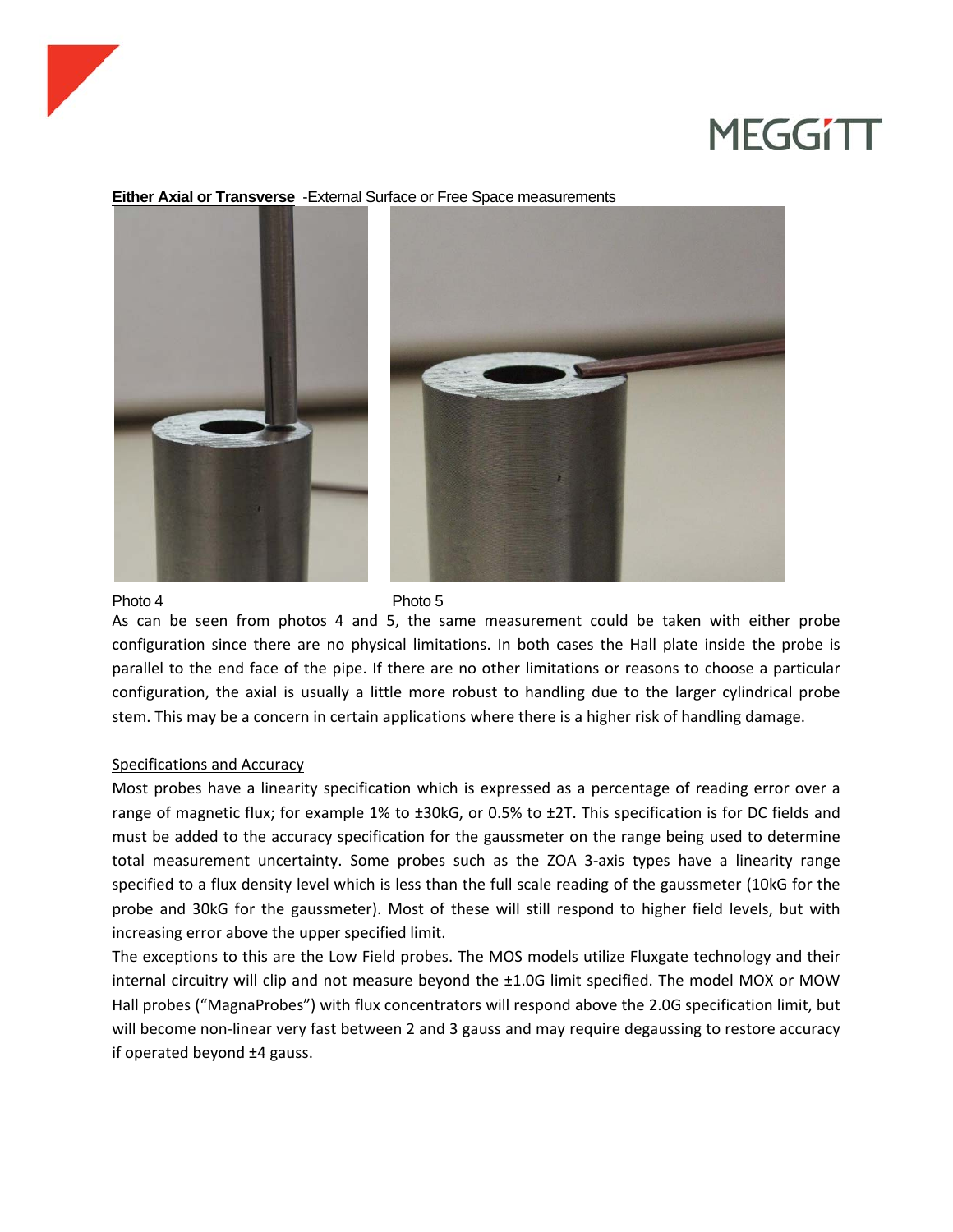**Either Axial or Transverse** -External Surface or Free Space measurements

Photo 4

Photo 5

As can be seen from photos 4 and 5, the same measurement could be taken with either probe configuration since there are no physical limitations. In both cases the Hall plate inside the probe is parallel to the end face of the pipe. If there are no other limitations or reasons to choose a particular configuration, the axial is usually a little more robust to handling due to the larger cylindrical probe stem. This may be a concern in certain applications where there is a higher risk of handling damage.

## Specifications and Accuracy

Most probes have a linearity specification which is expressed as a percentage of reading error over a range of magnetic flux; for example 1% to ±30kG, or 0.5% to ±2T. This specification is for DC fields and must be added to the accuracy specification for the gaussmeter on the range being used to determine total measurement uncertainty. Some probes such as the ZOA 3-axis types have a linearity range specified to a flux density level which is less than the full scale reading of the gaussmeter (10kG for the probe and 30kG for the gaussmeter). Most of these will still respond to higher field levels, but with increasing error above the upper specified limit.

The exceptions to this are the Low Field probes. The MOS models utilize Fluxgate technology and their internal circuitry will clip and not measure beyond the ±1.0G limit specified. The model MOX or MOW Hall probes ("MagnaProbes") with flux concentrators will respond above the 2.0G specification limit, but will become non-linear very fast between 2 and 3 gauss and may require degaussing to restore accuracy if operated beyond ±4 gauss.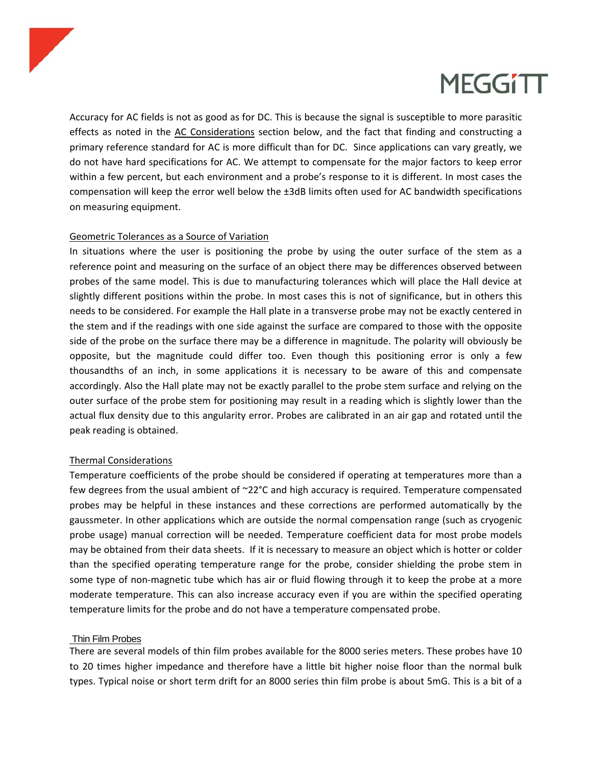Accuracy for AC fields is not as good as for DC. This is because the signal is susceptible to more parasitic effects as noted in the AC Considerations section below, and the fact that finding and constructing a primary reference standard for AC is more difficult than for DC.  Since applications can vary greatly, we do not have hard specifications for AC. We attempt to compensate for the major factors to keep error within a few percent, but each environment and a probe's response to it is different. In most cases the compensation will keep the error well below the ±3dB limits often used for AC bandwidth specifications on measuring equipment.

## Geometric Tolerances as a Source of Variation

In situations where the user is positioning the probe by using the outer surface of the stem as a reference point and measuring on the surface of an object there may be differences observed between probes of the same model. This is due to manufacturing tolerances which will place the Hall device at slightly different positions within the probe. In most cases this is not of significance, but in others this needs to be considered. For example the Hall plate in a transverse probe may not be exactly centered in the stem and if the readings with one side against the surface are compared to those with the opposite side of the probe on the surface there may be a difference in magnitude. The polarity will obviously be opposite, but the magnitude could differ too. Even though this positioning error is only a few thousandths of an inch, in some applications it is necessary to be aware of this and compensate accordingly. Also the Hall plate may not be exactly parallel to the probe stem surface and relying on the outer surface of the probe stem for positioning may result in a reading which is slightly lower than the actual flux density due to this angularity error. Probes are calibrated in an air gap and rotated until the peak reading is obtained.

## Thermal Considerations

Temperature coefficients of the probe should be considered if operating at temperatures more than a few degrees from the usual ambient of ~22°C and high accuracy is required. Temperature compensated probes may be helpful in these instances and these corrections are performed automatically by the gaussmeter. In other applications which are outside the normal compensation range (such as cryogenic probe usage) manual correction will be needed. Temperature coefficient data for most probe models may be obtained from their data sheets.  If it is necessary to measure an object which is hotter or colder than the specified operating temperature range for the probe, consider shielding the probe stem in some type of non-magnetic tube which has air or fluid flowing through it to keep the probe at a more moderate temperature. This can also increase accuracy even if you are within the specified operating temperature limits for the probe and do not have a temperature compensated probe.

## Thin Film Probes

There are several models of thin film probes available for the 8000 series meters. These probes have 10 to 20 times higher impedance and therefore have a little bit higher noise floor than the normal bulk types. Typical noise or short term drift for an 8000 series thin film probe is about 5mG. This is a bit of a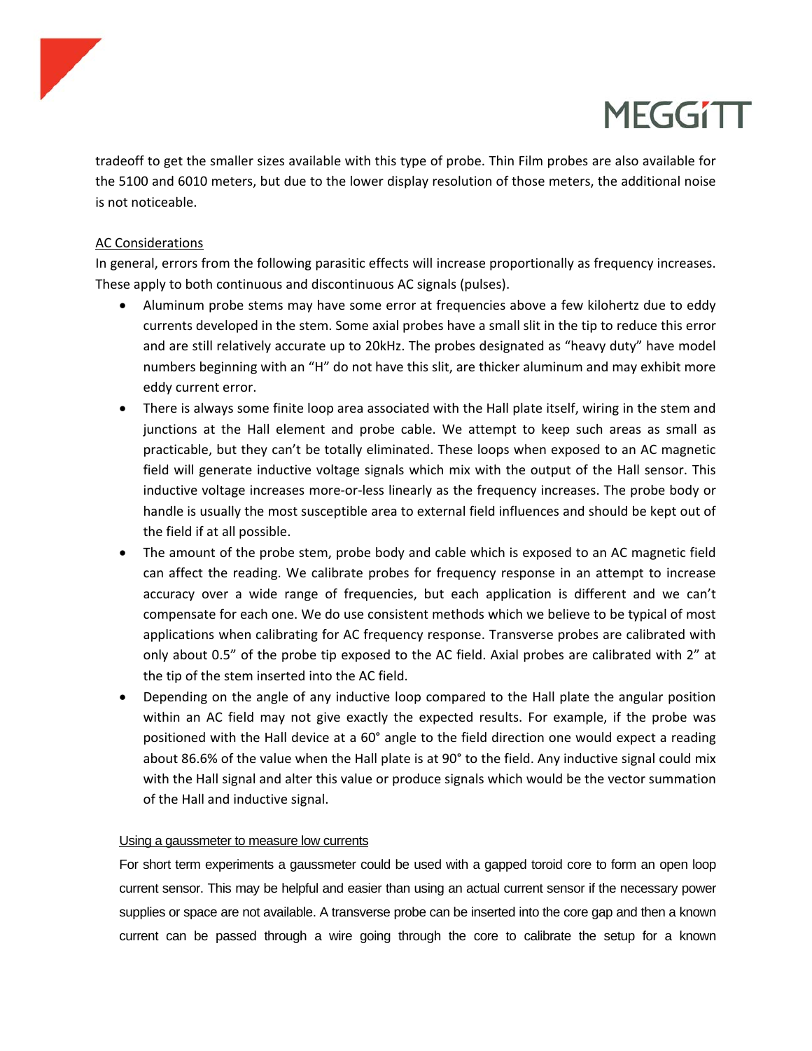tradeoff to get the smaller sizes available with this type of probe. Thin Film probes are also available for the 5100 and 6010 meters, but due to the lower display resolution of those meters, the additional noise is not noticeable.

<u>AC Considerations</u>

In general, errors from the following parasitic effects will increase proportionally as frequency increases. These apply to both continuous and discontinuous AC signals (pulses).

- Aluminum probe stems may have some error at frequencies above a few kilohertz due to eddy currents developed in the stem. Some axial probes have a small slit in the tip to reduce this error and are still relatively accurate up to 20kHz. The probes designated as "heavy duty" have model numbers beginning with an "H" do not have this slit, are thicker aluminum and may exhibit more eddy current error.
- There is always some finite loop area associated with the Hall plate itself, wiring in the stem and junctions at the Hall element and probe cable. We attempt to keep such areas as small as practicable, but they can't be totally eliminated. These loops when exposed to an AC magnetic field will generate inductive voltage signals which mix with the output of the Hall sensor. This inductive voltage increases more-or-less linearly as the frequency increases. The probe body or handle is usually the most susceptible area to external field influences and should be kept out of the field if at all possible.
- The amount of the probe stem, probe body and cable which is exposed to an AC magnetic field can affect the reading. We calibrate probes for frequency response in an attempt to increase accuracy over a wide range of frequencies, but each application is different and we can't compensate for each one. We do use consistent methods which we believe to be typical of most applications when calibrating for AC frequency response. Transverse probes are calibrated with only about 0.5" of the probe tip exposed to the AC field. Axial probes are calibrated with 2" at the tip of the stem inserted into the AC field.
- Depending on the angle of any inductive loop compared to the Hall plate the angular position within an AC field may not give exactly the expected results. For example, if the probe was positioned with the Hall device at a 60° angle to the field direction one would expect a reading about 86.6% of the value when the Hall plate is at 90° to the field. Any inductive signal could mix with the Hall signal and alter this value or produce signals which would be the vector summation of the Hall and inductive signal.

<u>Using a gaussmeter to measure low currents</u>

For short term experiments a gaussmeter could be used with a gapped toroid core to form an open loop current sensor. This may be helpful and easier than using an actual current sensor if the necessary power supplies or space are not available. A transverse probe can be inserted into the core gap and then a known current can be passed through a wire going through the core to calibrate the setup for a known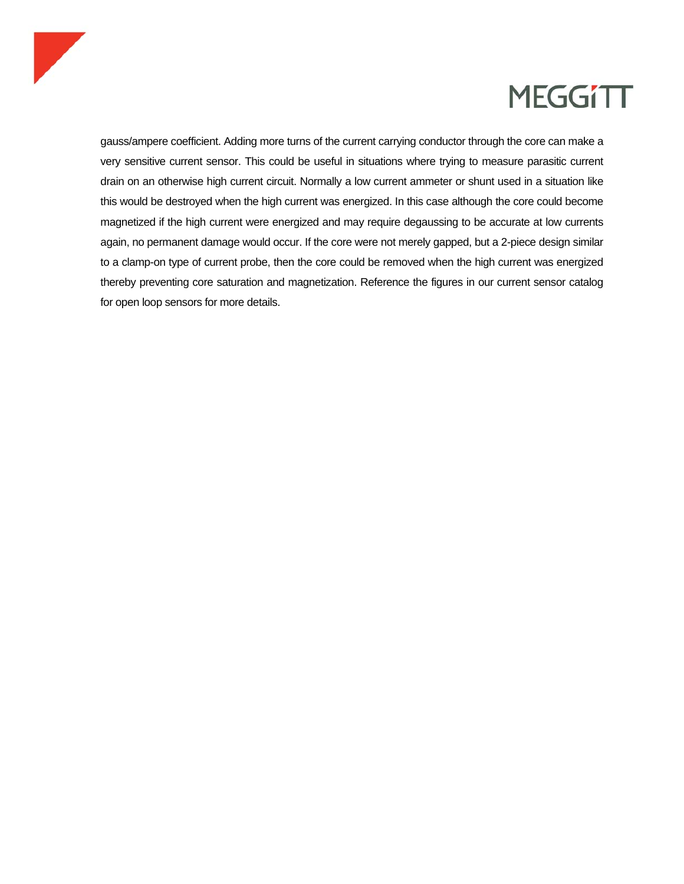gauss/ampere coefficient. Adding more turns of the current carrying conductor through the core can make a very sensitive current sensor. This could be useful in situations where trying to measure parasitic current drain on an otherwise high current circuit. Normally a low current ammeter or shunt used in a situation like this would be destroyed when the high current was energized. In this case although the core could become magnetized if the high current were energized and may require degaussing to be accurate at low currents again, no permanent damage would occur. If the core were not merely gapped, but a 2-piece design similar to a clamp-on type of current probe, then the core could be removed when the high current was energized thereby preventing core saturation and magnetization. Reference the figures in our current sensor catalog for open loop sensors for more details.